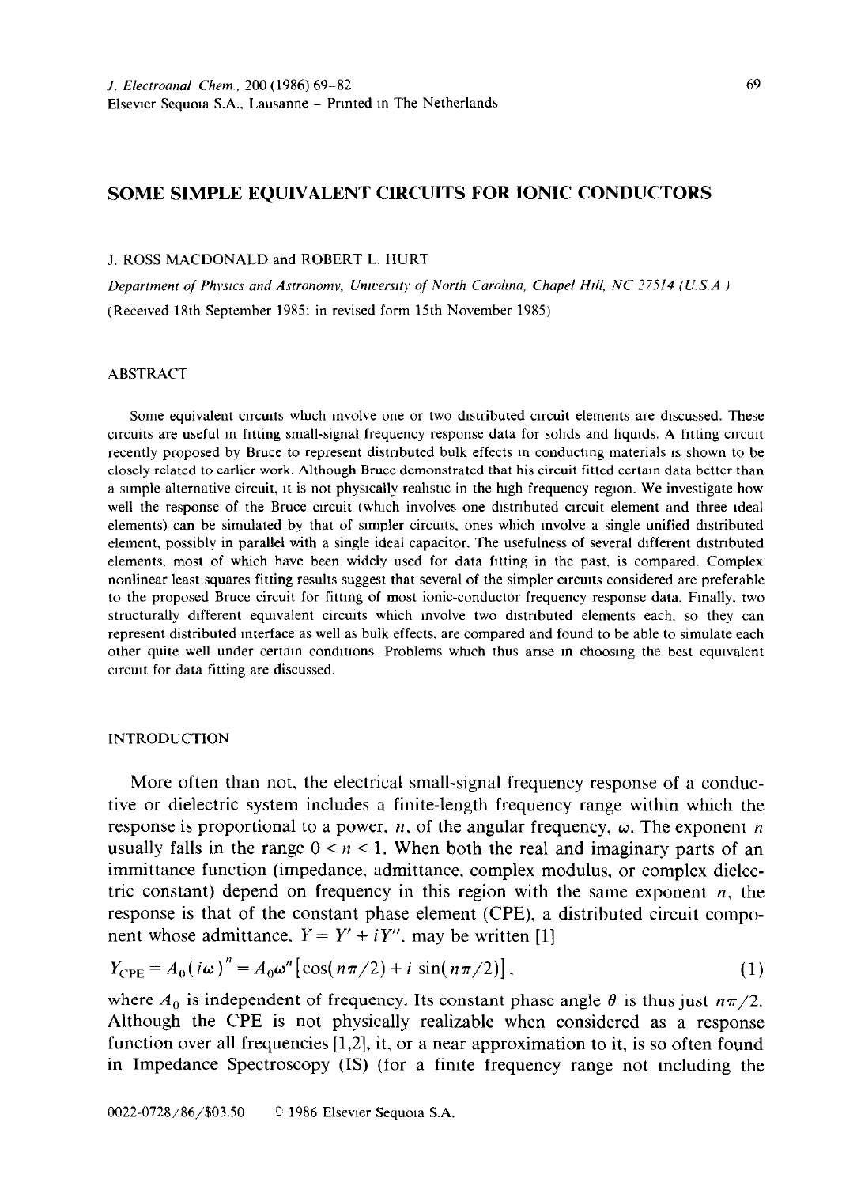# SOME SIMPLE EQUIVALENT CIRCUITS FOR IONIC CONDUCTORS

J. ROSS MACDONALD and ROBERT L. HURT

*Department of Physics and Astronomy, University of North Carolina, Chapel Hill, NC 27514 (U.S.A.)*

(Received 18th September 1985; in revised form 15th November 1985)

## ABSTRACT

Some equivalent circuits which involve one or two distributed circuit elements are discussed. These circuits are useful in fitting small-signal frequency response data for solids and liquids. A fitting circuit recently proposed by Bruce to represent distributed bulk effects in conducting materials is shown to be closely related to earlier work. Although Bruce demonstrated that his circuit fitted certain data better than a simple alternative circuit, it is not physically realistic in the high frequency region. We investigate how well the response of the Bruce circuit (which involves one distributed circuit element and three ideal elements) can be simulated by that of simpler circuits, ones which involve a single unified distributed element, possibly in parallel with a single ideal capacitor. The usefulness of several different distributed elements, most of which have been widely used for data fitting in the past, is compared. Complex nonlinear least squares fitting results suggest that several of the simpler circuits considered are preferable to the proposed Bruce circuit for fitting of most ionic-conductor frequency response data. Finally, two structurally different equivalent circuits which involve two distributed elements each, so they can represent distributed interface as well as bulk effects, are compared and found to be able to simulate each other quite well under certain conditions. Problems which thus arise in choosing the best equivalent circuit for data fitting are discussed.

## INTRODUCTION

More often than not, the electrical small-signal frequency response of a conductive or dielectric system includes a finite-length frequency range within which the response is proportional to a power, $n$, of the angular frequency, $\omega$. The exponent $n$ usually falls in the range $0 < n < 1$. When both the real and imaginary parts of an immittance function (impedance, admittance, complex modulus, or complex dielectric constant) depend on frequency in this region with the same exponent $n$, the response is that of the constant phase element (CPE), a distributed circuit component whose admittance, $Y = Y' + iY''$, may be written [1]

$$Y_{\text{CPE}} = A_0(i\omega)^n = A_0\omega^n[\cos(n\pi/2) + i\sin(n\pi/2)], \tag{1}$$

where $A_0$ is independent of frequency. Its constant phase angle $\theta$ is thus just $n\pi/2$. Although the CPE is not physically realizable when considered as a response function over all frequencies [1,2], it, or a near approximation to it, is so often found in Impedance Spectroscopy (IS) (for a finite frequency range not including the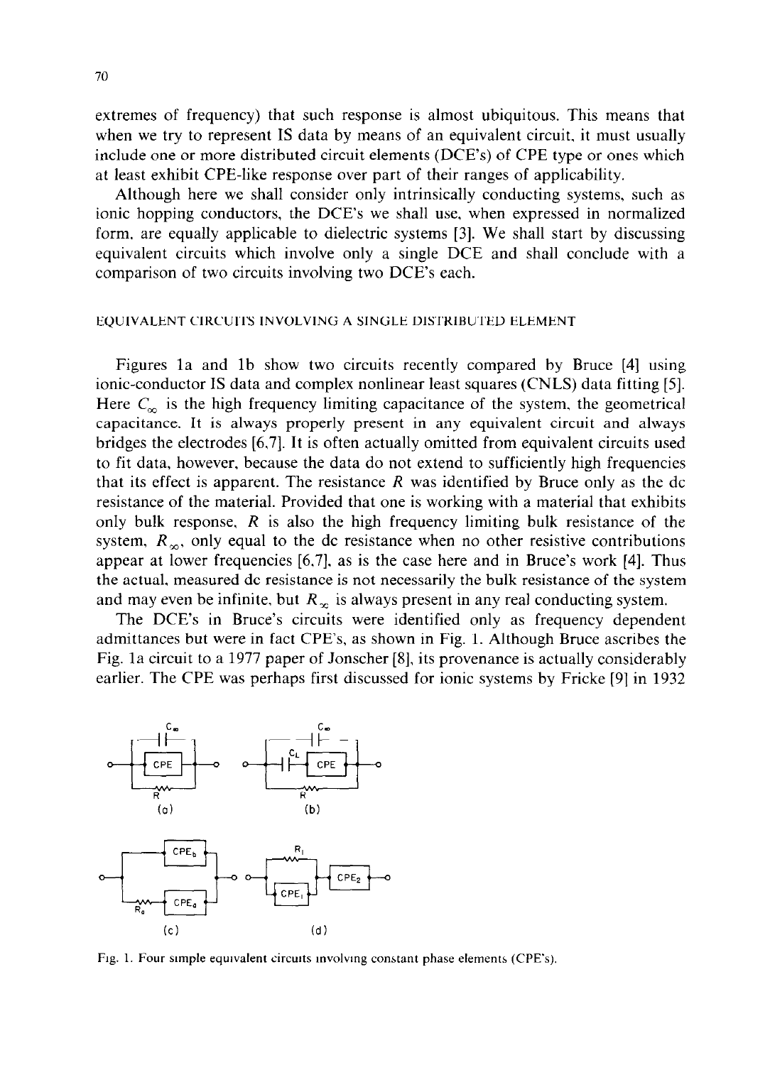extremes of frequency) that such response is almost ubiquitous. This means that when we try to represent IS data by means of an equivalent circuit, it must usually include one or more distributed circuit elements (DCE's) of CPE type or ones which at least exhibit CPE-like response over part of their ranges of applicability.

Although here we shall consider only intrinsically conducting systems, such as ionic hopping conductors, the DCE's we shall use, when expressed in normalized form, are equally applicable to dielectric systems [3]. We shall start by discussing equivalent circuits which involve only a single DCE and shall conclude with a comparison of two circuits involving two DCE's each.

## EQUIVALENT CIRCUITS INVOLVING A SINGLE DISTRIBUTED ELEMENT

Figures 1a and 1b show two circuits recently compared by Bruce [4] using ionic-conductor IS data and complex nonlinear least squares (CNLS) data fitting [5]. Here $C_\infty$ is the high frequency limiting capacitance of the system, the geometrical capacitance. It is always properly present in any equivalent circuit and always bridges the electrodes [6,7]. It is often actually omitted from equivalent circuits used to fit data, however, because the data do not extend to sufficiently high frequencies that its effect is apparent. The resistance $R$ was identified by Bruce only as the dc resistance of the material. Provided that one is working with a material that exhibits only bulk response, $R$ is also the high frequency limiting bulk resistance of the system, $R_\infty$, only equal to the dc resistance when no other resistive contributions appear at lower frequencies [6,7], as is the case here and in Bruce's work [4]. Thus the actual, measured dc resistance is not necessarily the bulk resistance of the system and may even be infinite, but $R_\infty$ is always present in any real conducting system.

The DCE's in Bruce's circuits were identified only as frequency dependent admittances but were in fact CPE's, as shown in Fig. 1. Although Bruce ascribes the Fig. 1a circuit to a 1977 paper of Jonscher [8], its provenance is actually considerably earlier. The CPE was perhaps first discussed for ionic systems by Fricke [9] in 1932

Fig. 1. Four simple equivalent circuits involving constant phase elements (CPE's).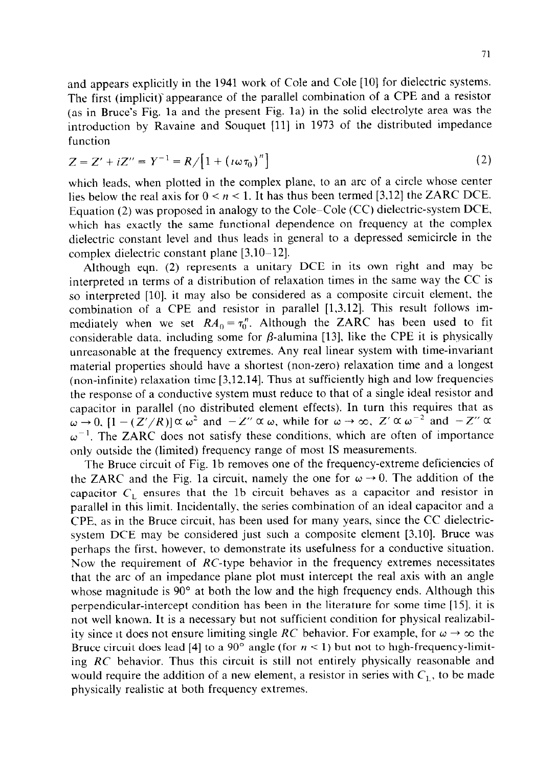and appears explicitly in the 1941 work of Cole and Cole [10] for dielectric systems. The first (implicit) appearance of the parallel combination of a CPE and a resistor (as in Bruce's Fig. 1a and the present Fig. 1a) in the solid electrolyte area was the introduction by Ravaine and Souquet [11] in 1973 of the distributed impedance function

$$Z = Z' + iZ'' = Y^{-1} = R/\left[1 + (i\omega\tau_0)^n\right] \tag{2}$$

which leads, when plotted in the complex plane, to an arc of a circle whose center lies below the real axis for $0 < n < 1$. It has thus been termed [3,12] the ZARC DCE. Equation (2) was proposed in analogy to the Cole–Cole (CC) dielectric-system DCE, which has exactly the same functional dependence on frequency at the complex dielectric constant level and thus leads in general to a depressed semicircle in the complex dielectric constant plane [3,10–12].

Although eqn. (2) represents a unitary DCE in its own right and may be interpreted in terms of a distribution of relaxation times in the same way the CC is so interpreted [10], it may also be considered as a composite circuit element, the combination of a CPE and resistor in parallel [1,3,12]. This result follows immediately when we set $RA_0 = \tau_0^n$. Although the ZARC has been used to fit considerable data, including some for $\beta$-alumina [13], like the CPE it is physically unreasonable at the frequency extremes. Any real linear system with time-invariant material properties should have a shortest (non-zero) relaxation time and a longest (non-infinite) relaxation time [3,12,14]. Thus at sufficiently high and low frequencies the response of a conductive system must reduce to that of a single ideal resistor and capacitor in parallel (no distributed element effects). In turn this requires that as $\omega \to 0$, $[1 - (Z'/R)] \propto \omega^2$ and $-Z'' \propto \omega$, while for $\omega \to \infty$, $Z' \propto \omega^{-2}$ and $-Z'' \propto \omega^{-1}$. The ZARC does not satisfy these conditions, which are often of importance only outside the (limited) frequency range of most IS measurements.

The Bruce circuit of Fig. 1b removes one of the frequency-extreme deficiencies of the ZARC and the Fig. 1a circuit, namely the one for $\omega \to 0$. The addition of the capacitor $C_L$ ensures that the 1b circuit behaves as a capacitor and resistor in parallel in this limit. Incidentally, the series combination of an ideal capacitor and a CPE, as in the Bruce circuit, has been used for many years, since the CC dielectric-system DCE may be considered just such a composite element [3,10]. Bruce was perhaps the first, however, to demonstrate its usefulness for a conductive situation. Now the requirement of $RC$-type behavior in the frequency extremes necessitates that the arc of an impedance plane plot must intercept the real axis with an angle whose magnitude is 90° at both the low and the high frequency ends. Although this perpendicular-intercept condition has been in the literature for some time [15], it is not well known. It is a necessary but not sufficient condition for physical realizability since it does not ensure limiting single $RC$ behavior. For example, for $\omega \to \infty$ the Bruce circuit does lead [4] to a 90° angle (for $n < 1$) but not to high-frequency-limiting $RC$ behavior. Thus this circuit is still not entirely physically reasonable and would require the addition of a new element, a resistor in series with $C_L$, to be made physically realistic at both frequency extremes.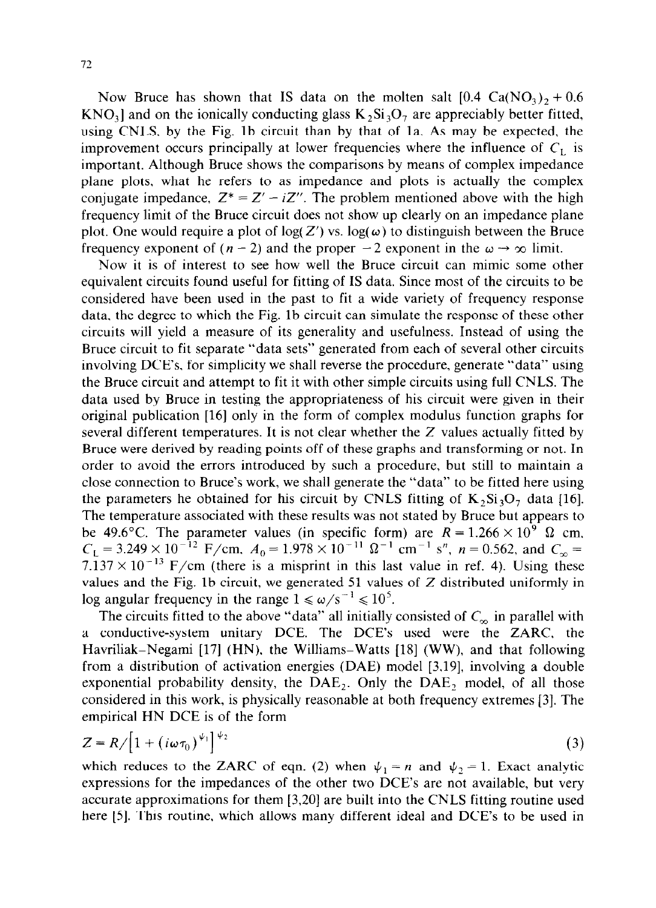Now Bruce has shown that IS data on the molten salt [0.4 $Ca(NO_3)_2$ + 0.6 $KNO_3$] and on the ionically conducting glass $K_2Si_3O_7$ are appreciably better fitted, using CNLS, by the Fig. 1b circuit than by that of 1a. As may be expected, the improvement occurs principally at lower frequencies where the influence of $C_L$ is important. Although Bruce shows the comparisons by means of complex impedance plane plots, what he refers to as impedance and plots is actually the complex conjugate impedance, $Z^* = Z' - iZ''$. The problem mentioned above with the high frequency limit of the Bruce circuit does not show up clearly on an impedance plane plot. One would require a plot of $\log(Z')$ vs. $\log(\omega)$ to distinguish between the Bruce frequency exponent of $(n-2)$ and the proper $-2$ exponent in the $\omega \to \infty$ limit.

Now it is of interest to see how well the Bruce circuit can mimic some other equivalent circuits found useful for fitting of IS data. Since most of the circuits to be considered have been used in the past to fit a wide variety of frequency response data, the degree to which the Fig. 1b circuit can simulate the response of these other circuits will yield a measure of its generality and usefulness. Instead of using the Bruce circuit to fit separate "data sets" generated from each of several other circuits involving DCE's, for simplicity we shall reverse the procedure, generate "data" using the Bruce circuit and attempt to fit it with other simple circuits using full CNLS. The data used by Bruce in testing the appropriateness of his circuit were given in their original publication [16] only in the form of complex modulus function graphs for several different temperatures. It is not clear whether the $Z$ values actually fitted by Bruce were derived by reading points off of these graphs and transforming or not. In order to avoid the errors introduced by such a procedure, but still to maintain a close connection to Bruce's work, we shall generate the "data" to be fitted here using the parameters he obtained for his circuit by CNLS fitting of $K_2Si_3O_7$ data [16]. The temperature associated with these results was not stated by Bruce but appears to be 49.6°C. The parameter values (in specific form) are $R = 1.266 \times 10^9$ Ω cm, $C_L = 3.249 \times 10^{-12}$ F/cm, $A_0 = 1.978 \times 10^{-11}$ $\Omega^{-1}$ $cm^{-1}$ $s^n$, $n = 0.562$, and $C_\infty = 7.137 \times 10^{-13}$ F/cm (there is a misprint in this last value in ref. 4). Using these values and the Fig. 1b circuit, we generated 51 values of $Z$ distributed uniformly in log angular frequency in the range $1 \leqslant \omega/s^{-1} \leqslant 10^5$.

The circuits fitted to the above "data" all initially consisted of $C_\infty$ in parallel with a conductive-system unitary DCE. The DCE's used were the ZARC, the Havriliak–Negami [17] (HN), the Williams–Watts [18] (WW), and that following from a distribution of activation energies (DAE) model [3,19], involving a double exponential probability density, the $DAE_2$. Only the $DAE_2$ model, of all those considered in this work, is physically reasonable at both frequency extremes [3]. The empirical HN DCE is of the form

$$Z = R/\left[1 + (i\omega\tau_0)^{\psi_1}\right]^{\psi_2} \tag{3}$$

which reduces to the ZARC of eqn. (2) when $\psi_1 = n$ and $\psi_2 = 1$. Exact analytic expressions for the impedances of the other two DCE's are not available, but very accurate approximations for them [3,20] are built into the CNLS fitting routine used here [5]. This routine, which allows many different ideal and DCE's to be used in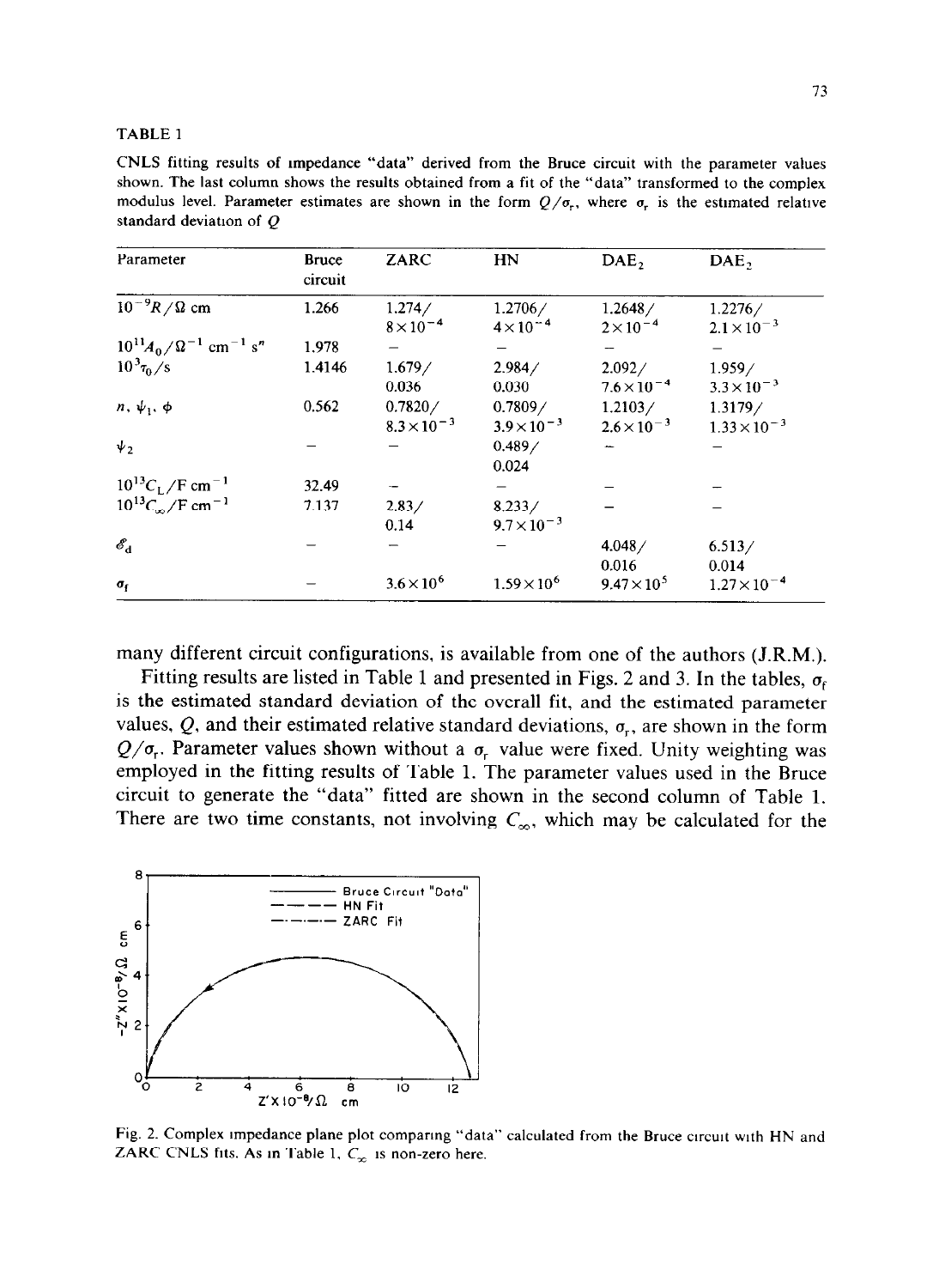TABLE 1

CNLS fitting results of impedance "data" derived from the Bruce circuit with the parameter values shown. The last column shows the results obtained from a fit of the "data" transformed to the complex modulus level. Parameter estimates are shown in the form $Q/\sigma_r$, where $\sigma_r$ is the estimated relative standard deviation of $Q$

| Parameter | Bruce circuit | ZARC | HN | $DAE_2$ | $DAE_2$ |
|---|---|---|---|---|---|
| $10^{-9}R/\Omega$ cm | 1.266 | 1.274/ $8\times10^{-4}$ | 1.2706/ $4\times10^{-4}$ | 1.2648/ $2\times10^{-4}$ | 1.2276/ $2.1\times10^{-3}$ |
| $10^{11}A_0/\Omega^{-1}$ cm$^{-1}$ s$^n$ | 1.978 | – | – | – | – |
| $10^3\tau_0$/s | 1.4146 | 1.679/ 0.036 | 2.984/ 0.030 | 2.092/ $7.6\times10^{-4}$ | 1.959/ $3.3\times10^{-3}$ |
| $n$, $\psi_1$, $\phi$ | 0.562 | 0.7820/ $8.3\times10^{-3}$ | 0.7809/ $3.9\times10^{-3}$ | 1.2103/ $2.6\times10^{-3}$ | 1.3179/ $1.33\times10^{-3}$ |
| $\psi_2$ | – | – | 0.489/ 0.024 | – | – |
| $10^{13}C_L$/F cm$^{-1}$ | 32.49 | – | – | – | – |
| $10^{13}C_\infty$/F cm$^{-1}$ | 7.137 | 2.83/ 0.14 | 8.233/ $9.7\times10^{-3}$ | – | – |
| $\mathscr{E}_d$ | – | – | – | 4.048/ 0.016 | 6.513/ 0.014 |
| $\sigma_f$ | – | $3.6\times10^6$ | $1.59\times10^6$ | $9.47\times10^5$ | $1.27\times10^{-4}$ |

many different circuit configurations, is available from one of the authors (J.R.M.).

Fitting results are listed in Table 1 and presented in Figs. 2 and 3. In the tables, $\sigma_f$ is the estimated standard deviation of the overall fit, and the estimated parameter values, $Q$, and their estimated relative standard deviations, $\sigma_r$, are shown in the form $Q/\sigma_r$. Parameter values shown without a $\sigma_r$ value were fixed. Unity weighting was employed in the fitting results of Table 1. The parameter values used in the Bruce circuit to generate the "data" fitted are shown in the second column of Table 1. There are two time constants, not involving $C_\infty$, which may be calculated for the

Fig. 2. Complex impedance plane plot comparing "data" calculated from the Bruce circuit with HN and ZARC CNLS fits. As in Table 1, $C_\infty$ is non-zero here.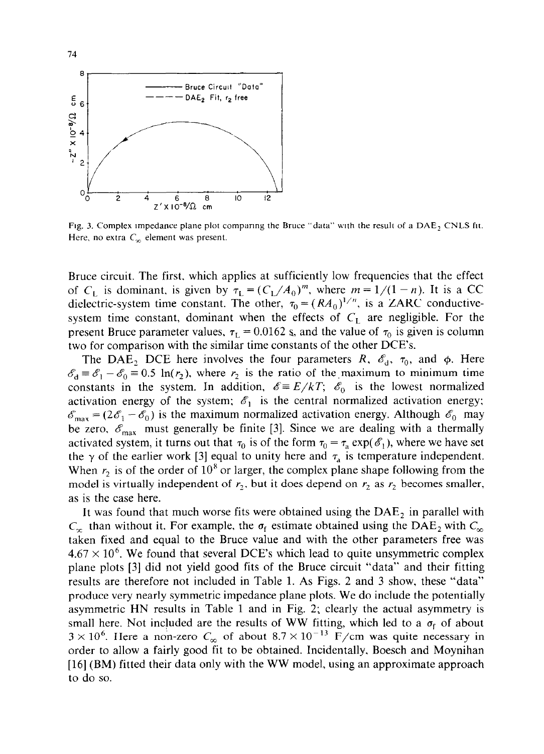Fig. 3. Complex impedance plane plot comparing the Bruce "data" with the result of a $DAE_2$ CNLS fit. Here, no extra $C_\infty$ element was present.

Bruce circuit. The first, which applies at sufficiently low frequencies that the effect of $C_L$ is dominant, is given by $\tau_L = (C_L/A_0)^m$, where $m = 1/(1-n)$. It is a CC dielectric-system time constant. The other, $\tau_0 = (RA_0)^{1/n}$, is a ZARC conductive-system time constant, dominant when the effects of $C_L$ are negligible. For the present Bruce parameter values, $\tau_L = 0.0162$ s, and the value of $\tau_0$ is given is column two for comparison with the similar time constants of the other DCE's.

The $DAE_2$ DCE here involves the four parameters $R$, $\mathscr{E}_d$, $\tau_0$, and $\phi$. Here $\mathscr{E}_d \equiv \mathscr{E}_1 - \mathscr{E}_0 \equiv 0.5\ \ln(r_2)$, where $r_2$ is the ratio of the maximum to minimum time constants in the system. In addition, $\mathscr{E} \equiv E/kT$; $\mathscr{E}_0$ is the lowest normalized activation energy of the system; $\mathscr{E}_1$ is the central normalized activation energy; $\mathscr{E}_{max} = (2\mathscr{E}_1 - \mathscr{E}_0)$ is the maximum normalized activation energy. Although $\mathscr{E}_0$ may be zero, $\mathscr{E}_{max}$ must generally be finite [3]. Since we are dealing with a thermally activated system, it turns out that $\tau_0$ is of the form $\tau_0 = \tau_a \exp(\mathscr{E}_1)$, where we have set the $\gamma$ of the earlier work [3] equal to unity here and $\tau_a$ is temperature independent. When $r_2$ is of the order of $10^8$ or larger, the complex plane shape following from the model is virtually independent of $r_2$, but it does depend on $r_2$ as $r_2$ becomes smaller, as is the case here.

It was found that much worse fits were obtained using the $DAE_2$ in parallel with $C_\infty$ than without it. For example, the $\sigma_f$ estimate obtained using the $DAE_2$ with $C_\infty$ taken fixed and equal to the Bruce value and with the other parameters free was $4.67 \times 10^6$. We found that several DCE's which lead to quite unsymmetric complex plane plots [3] did not yield good fits of the Bruce circuit "data" and their fitting results are therefore not included in Table 1. As Figs. 2 and 3 show, these "data" produce very nearly symmetric impedance plane plots. We do include the potentially asymmetric HN results in Table 1 and in Fig. 2; clearly the actual asymmetry is small here. Not included are the results of WW fitting, which led to a $\sigma_f$ of about $3 \times 10^6$. Here a non-zero $C_\infty$ of about $8.7 \times 10^{-13}$ F/cm was quite necessary in order to allow a fairly good fit to be obtained. Incidentally, Boesch and Moynihan [16] (BM) fitted their data only with the WW model, using an approximate approach to do so.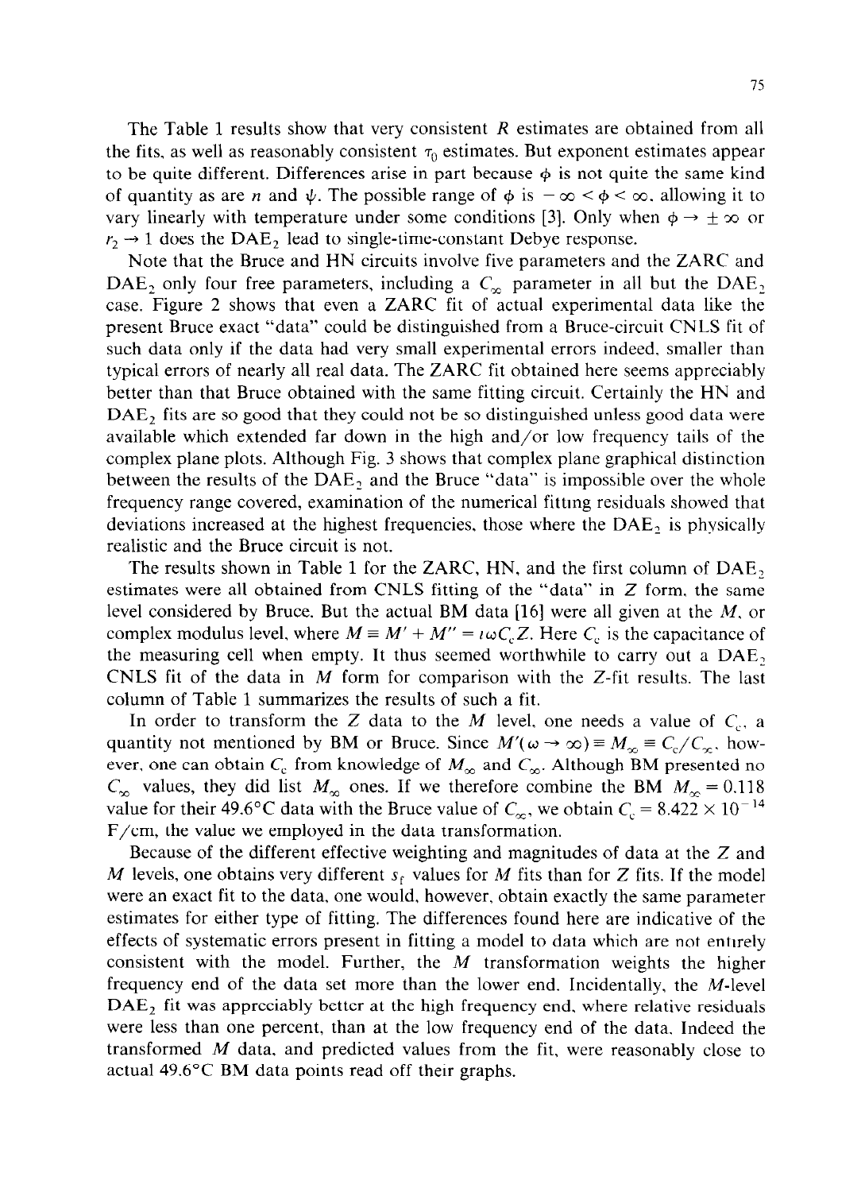The Table 1 results show that very consistent $R$ estimates are obtained from all the fits, as well as reasonably consistent $\tau_0$ estimates. But exponent estimates appear to be quite different. Differences arise in part because $\phi$ is not quite the same kind of quantity as are $n$ and $\psi$. The possible range of $\phi$ is $-\infty < \phi < \infty$, allowing it to vary linearly with temperature under some conditions [3]. Only when $\phi \to \pm\infty$ or $r_2 \to 1$ does the $DAE_2$ lead to single-time-constant Debye response.

Note that the Bruce and HN circuits involve five parameters and the ZARC and $DAE_2$ only four free parameters, including a $C_\infty$ parameter in all but the $DAE_2$ case. Figure 2 shows that even a ZARC fit of actual experimental data like the present Bruce exact "data" could be distinguished from a Bruce-circuit CNLS fit of such data only if the data had very small experimental errors indeed, smaller than typical errors of nearly all real data. The ZARC fit obtained here seems appreciably better than that Bruce obtained with the same fitting circuit. Certainly the HN and $DAE_2$ fits are so good that they could not be so distinguished unless good data were available which extended far down in the high and/or low frequency tails of the complex plane plots. Although Fig. 3 shows that complex plane graphical distinction between the results of the $DAE_2$ and the Bruce "data" is impossible over the whole frequency range covered, examination of the numerical fitting residuals showed that deviations increased at the highest frequencies, those where the $DAE_2$ is physically realistic and the Bruce circuit is not.

The results shown in Table 1 for the ZARC, HN, and the first column of $DAE_2$ estimates were all obtained from CNLS fitting of the "data" in $Z$ form, the same level considered by Bruce. But the actual BM data [16] were all given at the $M$, or complex modulus level, where $M \equiv M' + M'' = \imath\omega C_c Z$. Here $C_c$ is the capacitance of the measuring cell when empty. It thus seemed worthwhile to carry out a $DAE_2$ CNLS fit of the data in $M$ form for comparison with the $Z$-fit results. The last column of Table 1 summarizes the results of such a fit.

In order to transform the $Z$ data to the $M$ level, one needs a value of $C_c$, a quantity not mentioned by BM or Bruce. Since $M'(\omega \to \infty) \equiv M_\infty \equiv C_c/C_\infty$, however, one can obtain $C_c$ from knowledge of $M_\infty$ and $C_\infty$. Although BM presented no $C_\infty$ values, they did list $M_\infty$ ones. If we therefore combine the BM $M_\infty = 0.118$ value for their 49.6°C data with the Bruce value of $C_\infty$, we obtain $C_c = 8.422 \times 10^{-14}$ F/cm, the value we employed in the data transformation.

Because of the different effective weighting and magnitudes of data at the $Z$ and $M$ levels, one obtains very different $s_f$ values for $M$ fits than for $Z$ fits. If the model were an exact fit to the data, one would, however, obtain exactly the same parameter estimates for either type of fitting. The differences found here are indicative of the effects of systematic errors present in fitting a model to data which are not entirely consistent with the model. Further, the $M$ transformation weights the higher frequency end of the data set more than the lower end. Incidentally, the $M$-level $DAE_2$ fit was appreciably better at the high frequency end, where relative residuals were less than one percent, than at the low frequency end of the data. Indeed the transformed $M$ data, and predicted values from the fit, were reasonably close to actual 49.6°C BM data points read off their graphs.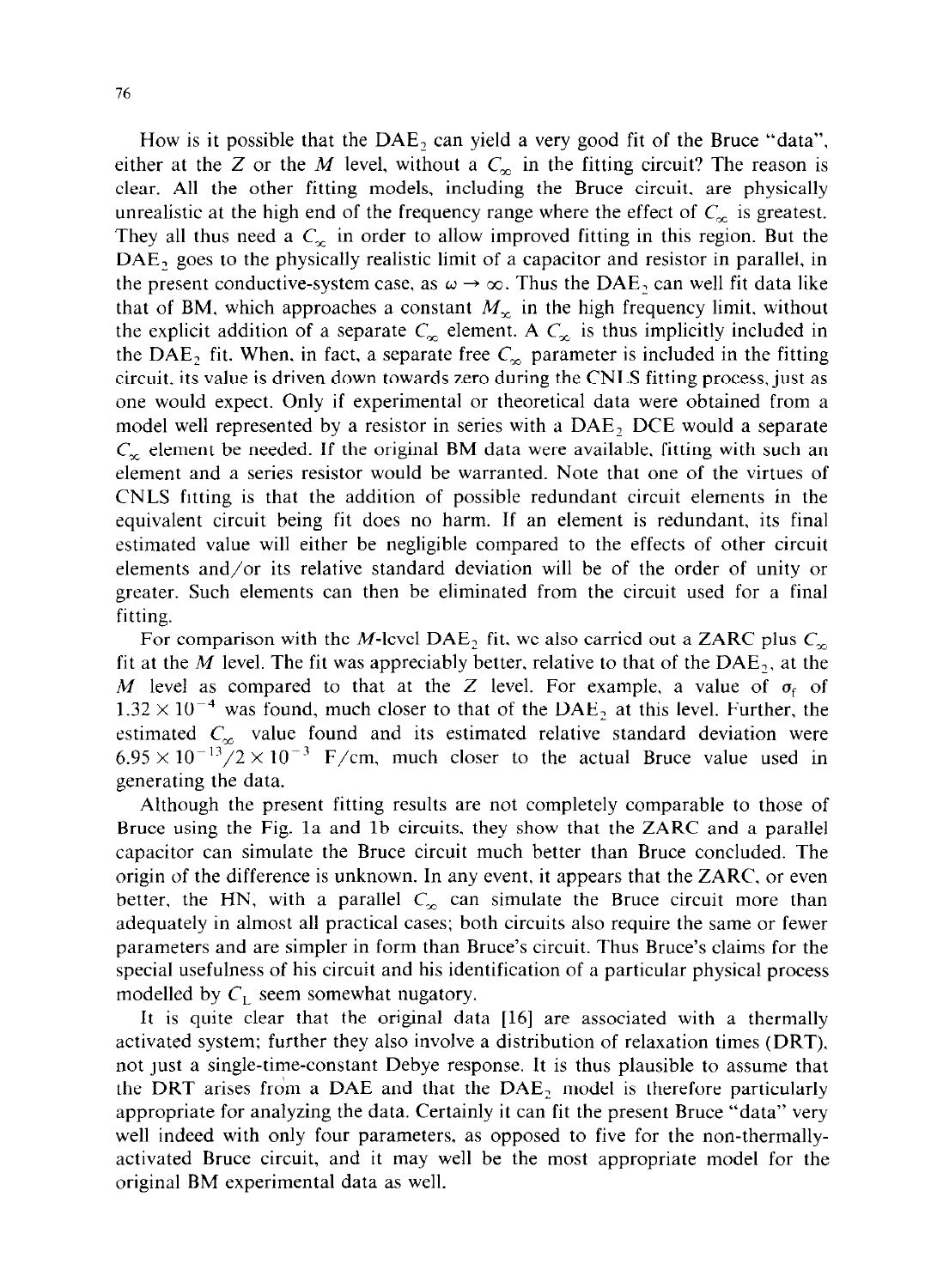How is it possible that the $DAE_2$ can yield a very good fit of the Bruce "data", either at the $Z$ or the $M$ level, without a $C_\infty$ in the fitting circuit? The reason is clear. All the other fitting models, including the Bruce circuit, are physically unrealistic at the high end of the frequency range where the effect of $C_\infty$ is greatest. They all thus need a $C_\infty$ in order to allow improved fitting in this region. But the $DAE_2$ goes to the physically realistic limit of a capacitor and resistor in parallel, in the present conductive-system case, as $\omega \to \infty$. Thus the $DAE_2$ can well fit data like that of BM, which approaches a constant $M_\infty$ in the high frequency limit, without the explicit addition of a separate $C_\infty$ element. A $C_\infty$ is thus implicitly included in the $DAE_2$ fit. When, in fact, a separate free $C_\infty$ parameter is included in the fitting circuit, its value is driven down towards zero during the CNLS fitting process, just as one would expect. Only if experimental or theoretical data were obtained from a model well represented by a resistor in series with a $DAE_2$ DCE would a separate $C_\infty$ element be needed. If the original BM data were available, fitting with such an element and a series resistor would be warranted. Note that one of the virtues of CNLS fitting is that the addition of possible redundant circuit elements in the equivalent circuit being fit does no harm. If an element is redundant, its final estimated value will either be negligible compared to the effects of other circuit elements and/or its relative standard deviation will be of the order of unity or greater. Such elements can then be eliminated from the circuit used for a final fitting.

For comparison with the $M$-level $DAE_2$ fit, we also carried out a ZARC plus $C_\infty$ fit at the $M$ level. The fit was appreciably better, relative to that of the $DAE_2$, at the $M$ level as compared to that at the $Z$ level. For example, a value of $\sigma_f$ of $1.32 \times 10^{-4}$ was found, much closer to that of the $DAE_2$ at this level. Further, the estimated $C_\infty$ value found and its estimated relative standard deviation were $6.95 \times 10^{-13}/2 \times 10^{-3}$ F/cm, much closer to the actual Bruce value used in generating the data.

Although the present fitting results are not completely comparable to those of Bruce using the Fig. 1a and 1b circuits, they show that the ZARC and a parallel capacitor can simulate the Bruce circuit much better than Bruce concluded. The origin of the difference is unknown. In any event, it appears that the ZARC, or even better, the HN, with a parallel $C_\infty$ can simulate the Bruce circuit more than adequately in almost all practical cases; both circuits also require the same or fewer parameters and are simpler in form than Bruce's circuit. Thus Bruce's claims for the special usefulness of his circuit and his identification of a particular physical process modelled by $C_L$ seem somewhat nugatory.

It is quite clear that the original data [16] are associated with a thermally activated system; further they also involve a distribution of relaxation times (DRT), not just a single-time-constant Debye response. It is thus plausible to assume that the DRT arises from a DAE and that the $DAE_2$ model is therefore particularly appropriate for analyzing the data. Certainly it can fit the present Bruce "data" very well indeed with only four parameters, as opposed to five for the non-thermally-activated Bruce circuit, and it may well be the most appropriate model for the original BM experimental data as well.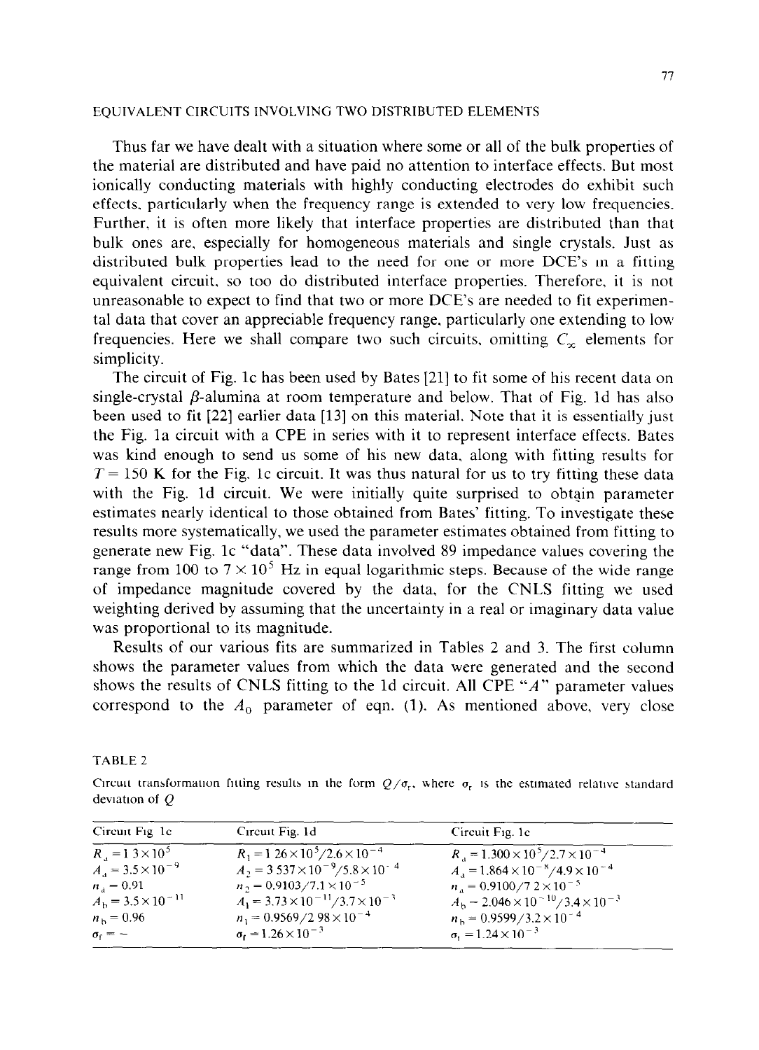## EQUIVALENT CIRCUITS INVOLVING TWO DISTRIBUTED ELEMENTS

Thus far we have dealt with a situation where some or all of the bulk properties of the material are distributed and have paid no attention to interface effects. But most ionically conducting materials with highly conducting electrodes do exhibit such effects, particularly when the frequency range is extended to very low frequencies. Further, it is often more likely that interface properties are distributed than that bulk ones are, especially for homogeneous materials and single crystals. Just as distributed bulk properties lead to the need for one or more DCE's in a fitting equivalent circuit, so too do distributed interface properties. Therefore, it is not unreasonable to expect to find that two or more DCE's are needed to fit experimental data that cover an appreciable frequency range, particularly one extending to low frequencies. Here we shall compare two such circuits, omitting $C_{\infty}$ elements for simplicity.

The circuit of Fig. 1c has been used by Bates [21] to fit some of his recent data on single-crystal $\beta$-alumina at room temperature and below. That of Fig. 1d has also been used to fit [22] earlier data [13] on this material. Note that it is essentially just the Fig. 1a circuit with a CPE in series with it to represent interface effects. Bates was kind enough to send us some of his new data, along with fitting results for $T = 150$ K for the Fig. 1c circuit. It was thus natural for us to try fitting these data with the Fig. 1d circuit. We were initially quite surprised to obtain parameter estimates nearly identical to those obtained from Bates' fitting. To investigate these results more systematically, we used the parameter estimates obtained from fitting to generate new Fig. 1c "data". These data involved 89 impedance values covering the range from 100 to $7 \times 10^5$ Hz in equal logarithmic steps. Because of the wide range of impedance magnitude covered by the data, for the CNLS fitting we used weighting derived by assuming that the uncertainty in a real or imaginary data value was proportional to its magnitude.

Results of our various fits are summarized in Tables 2 and 3. The first column shows the parameter values from which the data were generated and the second shows the results of CNLS fitting to the 1d circuit. All CPE "$A$" parameter values correspond to the $A_0$ parameter of eqn. (1). As mentioned above, very close

TABLE 2

Circuit transformation fitting results in the form $Q/\sigma_r$, where $\sigma_r$ is the estimated relative standard deviation of $Q$

| Circuit Fig. 1c | Circuit Fig. 1d | Circuit Fig. 1c |
|---|---|---|
| $R_a = 1.3 \times 10^5$ | $R_1 = 1.26 \times 10^5/2.6 \times 10^{-4}$ | $R_a = 1.300 \times 10^5/2.7 \times 10^{-4}$ |
| $A_a = 3.5 \times 10^{-9}$ | $A_2 = 3.537 \times 10^{-9}/5.8 \times 10^{-4}$ | $A_a = 1.864 \times 10^{-8}/4.9 \times 10^{-4}$ |
| $n_a = 0.91$ | $n_2 = 0.9103/7.1 \times 10^{-5}$ | $n_a = 0.9100/7.2 \times 10^{-5}$ |
| $A_b = 3.5 \times 10^{-11}$ | $A_1 = 3.73 \times 10^{-11}/3.7 \times 10^{-3}$ | $A_b = 2.046 \times 10^{-10}/3.4 \times 10^{-3}$ |
| $n_b = 0.96$ | $n_1 = 0.9569/2.98 \times 10^{-4}$ | $n_b = 0.9599/3.2 \times 10^{-4}$ |
| $\sigma_f = -$ | $\sigma_f = 1.26 \times 10^{-3}$ | $\sigma_f = 1.24 \times 10^{-3}$ |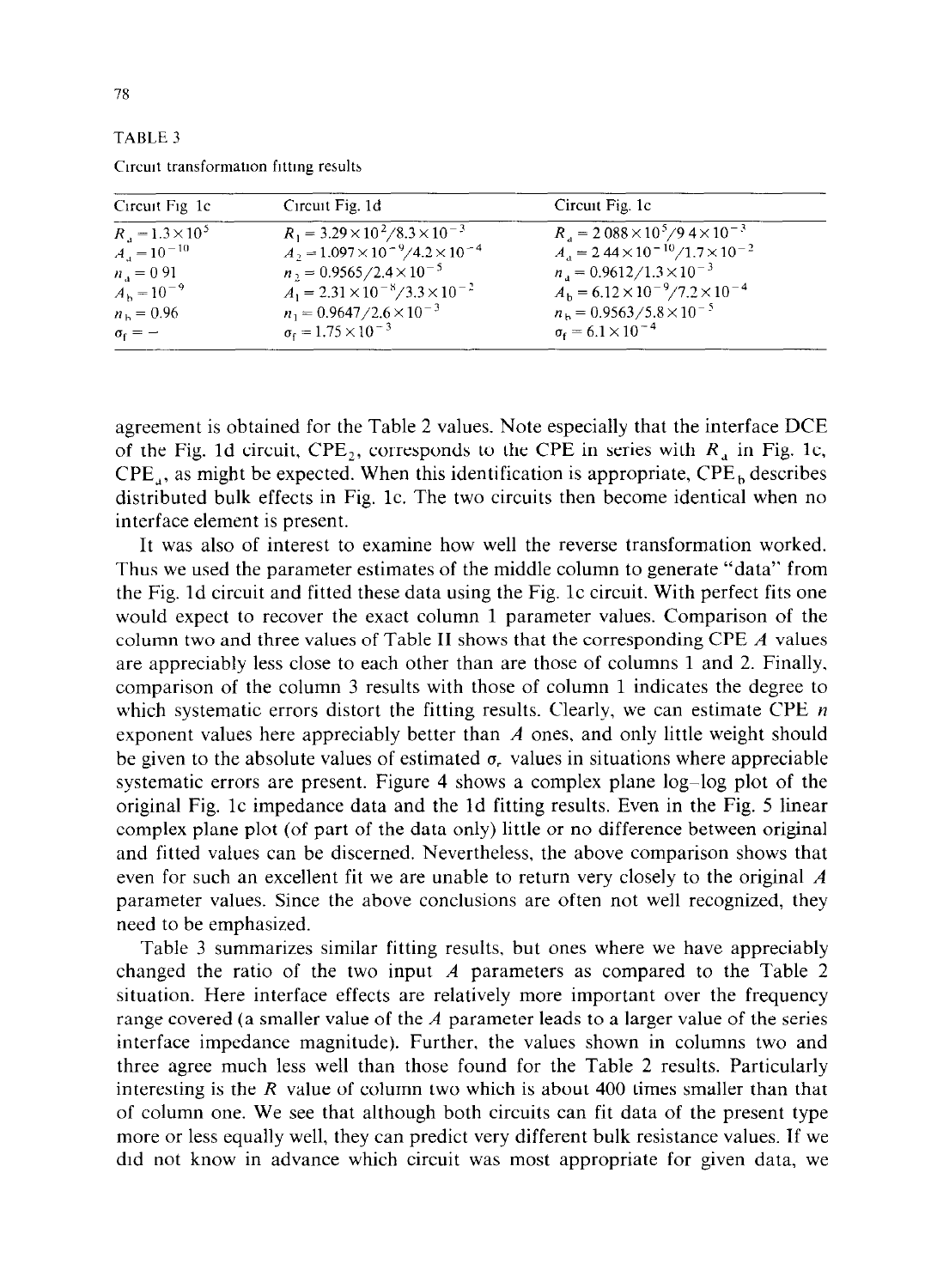TABLE 3

Circuit transformation fitting results

| Circuit Fig. 1c | Circuit Fig. 1d | Circuit Fig. 1c |
|---|---|---|
| $R_a = 1.3\times10^5$ | $R_1 = 3.29\times10^2/8.3\times10^{-3}$ | $R_a = 2.088\times10^5/9.4\times10^{-3}$ |
| $A_a = 10^{-10}$ | $A_2 = 1.097\times10^{-9}/4.2\times10^{-4}$ | $A_a = 2.44\times10^{-10}/1.7\times10^{-2}$ |
| $n_a = 0.91$ | $n_2 = 0.9565/2.4\times10^{-5}$ | $n_a = 0.9612/1.3\times10^{-3}$ |
| $A_b = 10^{-9}$ | $A_1 = 2.31\times10^{-8}/3.3\times10^{-2}$ | $A_b = 6.12\times10^{-9}/7.2\times10^{-4}$ |
| $n_b = 0.96$ | $n_1 = 0.9647/2.6\times10^{-3}$ | $n_b = 0.9563/5.8\times10^{-5}$ |
| $\sigma_f = -$ | $\sigma_f = 1.75\times10^{-3}$ | $\sigma_f = 6.1\times10^{-4}$ |

agreement is obtained for the Table 2 values. Note especially that the interface DCE of the Fig. 1d circuit, $CPE_2$, corresponds to the CPE in series with $R_a$ in Fig. 1c, $CPE_a$, as might be expected. When this identification is appropriate, $CPE_b$ describes distributed bulk effects in Fig. 1c. The two circuits then become identical when no interface element is present.

It was also of interest to examine how well the reverse transformation worked. Thus we used the parameter estimates of the middle column to generate "data" from the Fig. 1d circuit and fitted these data using the Fig. 1c circuit. With perfect fits one would expect to recover the exact column 1 parameter values. Comparison of the column two and three values of Table II shows that the corresponding CPE $A$ values are appreciably less close to each other than are those of columns 1 and 2. Finally, comparison of the column 3 results with those of column 1 indicates the degree to which systematic errors distort the fitting results. Clearly, we can estimate CPE $n$ exponent values here appreciably better than $A$ ones, and only little weight should be given to the absolute values of estimated $\sigma_r$ values in situations where appreciable systematic errors are present. Figure 4 shows a complex plane log–log plot of the original Fig. 1c impedance data and the 1d fitting results. Even in the Fig. 5 linear complex plane plot (of part of the data only) little or no difference between original and fitted values can be discerned. Nevertheless, the above comparison shows that even for such an excellent fit we are unable to return very closely to the original $A$ parameter values. Since the above conclusions are often not well recognized, they need to be emphasized.

Table 3 summarizes similar fitting results, but ones where we have appreciably changed the ratio of the two input $A$ parameters as compared to the Table 2 situation. Here interface effects are relatively more important over the frequency range covered (a smaller value of the $A$ parameter leads to a larger value of the series interface impedance magnitude). Further, the values shown in columns two and three agree much less well than those found for the Table 2 results. Particularly interesting is the $R$ value of column two which is about 400 times smaller than that of column one. We see that although both circuits can fit data of the present type more or less equally well, they can predict very different bulk resistance values. If we did not know in advance which circuit was most appropriate for given data, we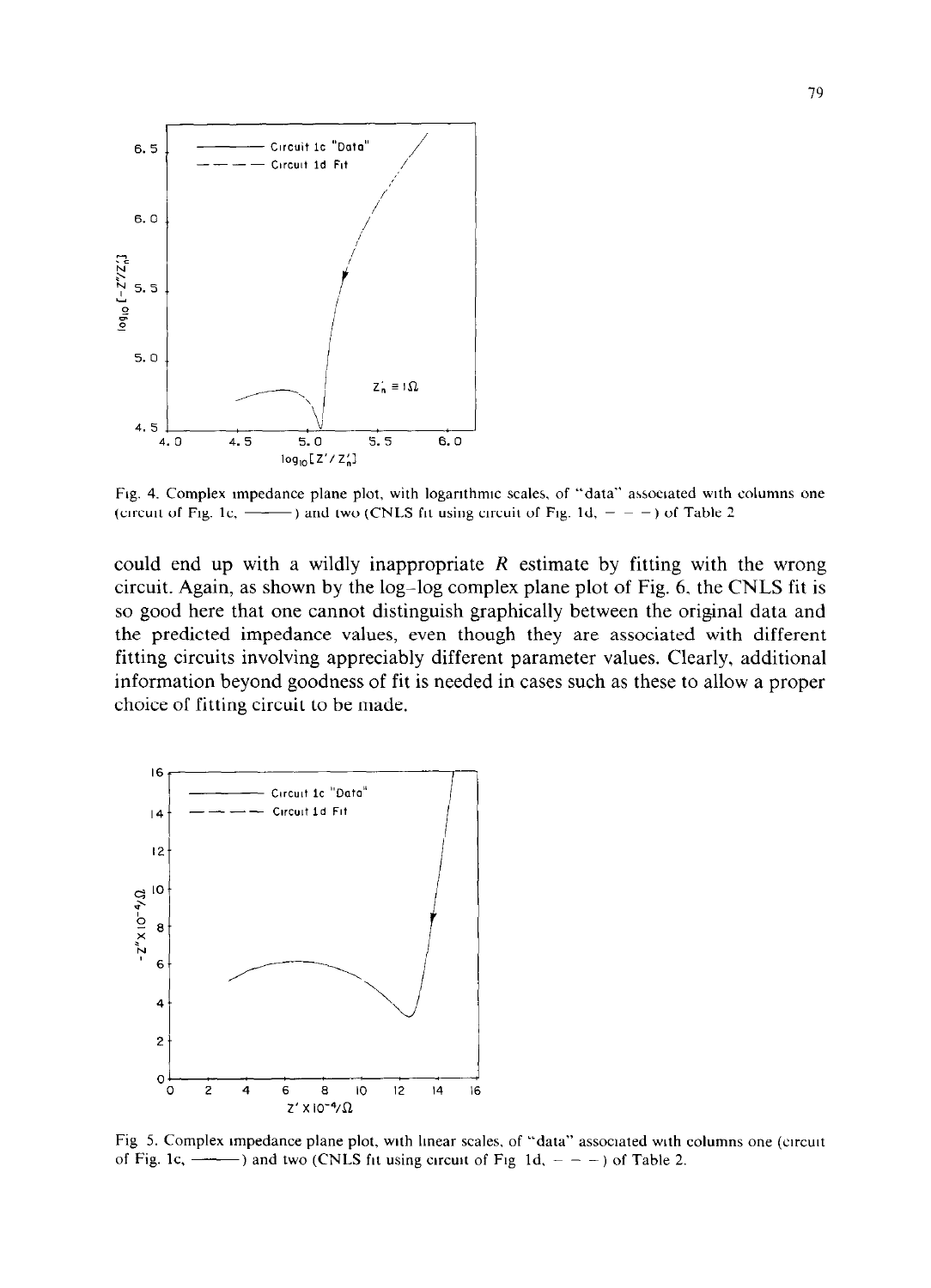Fig. 4. Complex impedance plane plot, with logarithmic scales, of "data" associated with columns one (circuit of Fig. 1c, ———) and two (CNLS fit using circuit of Fig. 1d, – – –) of Table 2

could end up with a wildly inappropriate $R$ estimate by fitting with the wrong circuit. Again, as shown by the log–log complex plane plot of Fig. 6, the CNLS fit is so good here that one cannot distinguish graphically between the original data and the predicted impedance values, even though they are associated with different fitting circuits involving appreciably different parameter values. Clearly, additional information beyond goodness of fit is needed in cases such as these to allow a proper choice of fitting circuit to be made.

Fig 5. Complex impedance plane plot, with linear scales, of "data" associated with columns one (circuit of Fig. 1c, ———) and two (CNLS fit using circuit of Fig 1d, – – –) of Table 2.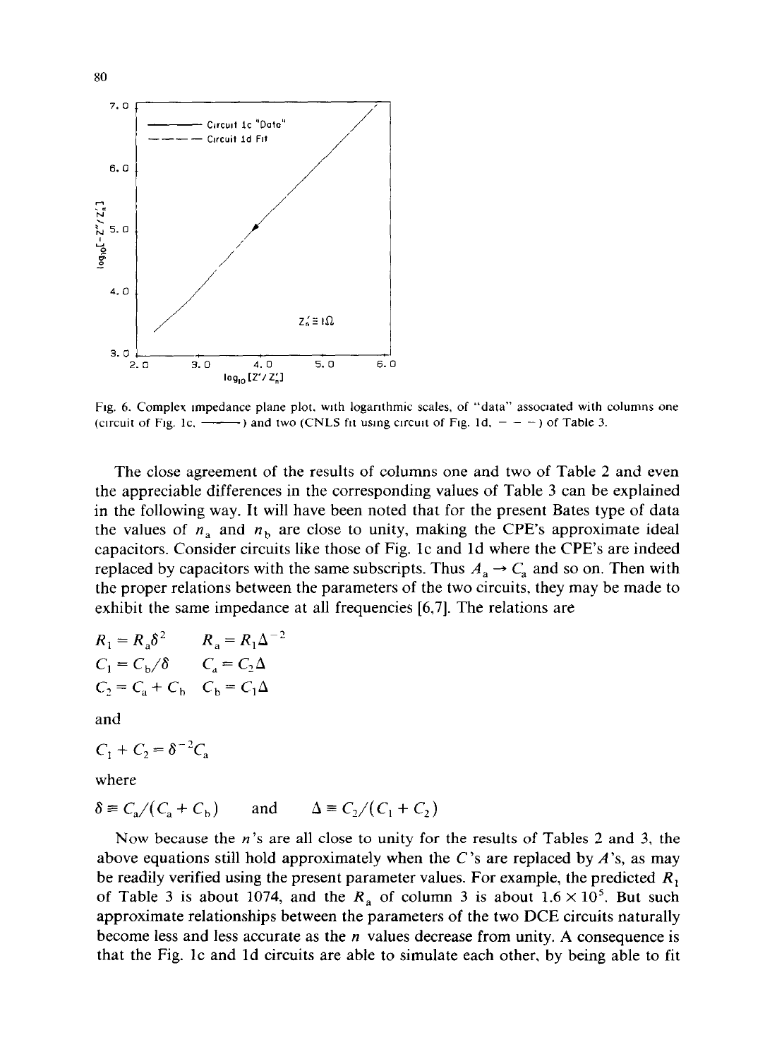Fig. 6. Complex impedance plane plot, with logarithmic scales, of "data" associated with columns one (circuit of Fig. 1c, ——) and two (CNLS fit using circuit of Fig. 1d, – – –) of Table 3.

The close agreement of the results of columns one and two of Table 2 and even the appreciable differences in the corresponding values of Table 3 can be explained in the following way. It will have been noted that for the present Bates type of data the values of $n_a$ and $n_b$ are close to unity, making the CPE's approximate ideal capacitors. Consider circuits like those of Fig. 1c and 1d where the CPE's are indeed replaced by capacitors with the same subscripts. Thus $A_a \to C_a$ and so on. Then with the proper relations between the parameters of the two circuits, they may be made to exhibit the same impedance at all frequencies [6,7]. The relations are

$$R_1 = R_a\delta^2 \qquad R_a = R_1\Delta^{-2}$$
$$C_1 = C_b/\delta \qquad C_a = C_2\Delta$$
$$C_2 = C_a + C_b \qquad C_b = C_1\Delta$$

and

$$C_1 + C_2 = \delta^{-2}C_a$$

where

$$\delta \equiv C_a/(C_a + C_b) \qquad \text{and} \qquad \Delta \equiv C_2/(C_1 + C_2)$$

Now because the $n$'s are all close to unity for the results of Tables 2 and 3, the above equations still hold approximately when the $C$'s are replaced by $A$'s, as may be readily verified using the present parameter values. For example, the predicted $R_1$ of Table 3 is about 1074, and the $R_a$ of column 3 is about $1.6 \times 10^5$. But such approximate relationships between the parameters of the two DCE circuits naturally become less and less accurate as the $n$ values decrease from unity. A consequence is that the Fig. 1c and 1d circuits are able to simulate each other, by being able to fit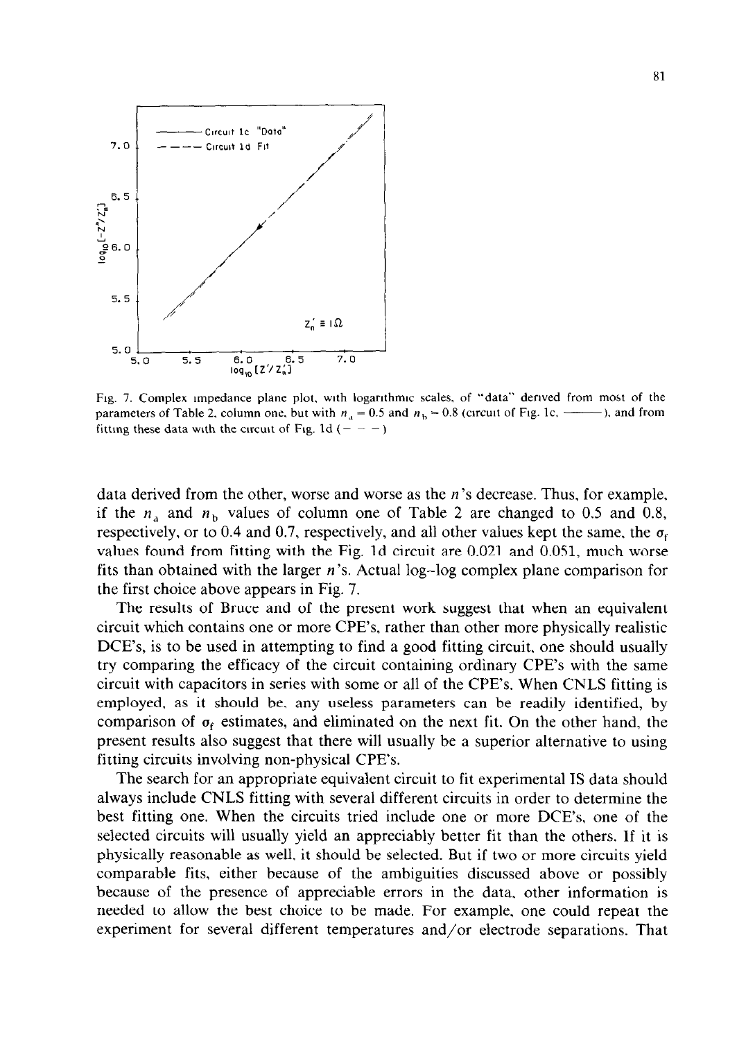Fig. 7. Complex impedance plane plot, with logarithmic scales, of "data" derived from most of the parameters of Table 2, column one, but with $n_a = 0.5$ and $n_b = 0.8$ (circuit of Fig. 1c, ———), and from fitting these data with the circuit of Fig. 1d (– – –)

data derived from the other, worse and worse as the $n$'s decrease. Thus, for example, if the $n_a$ and $n_b$ values of column one of Table 2 are changed to 0.5 and 0.8, respectively, or to 0.4 and 0.7, respectively, and all other values kept the same, the $\sigma_f$ values found from fitting with the Fig. 1d circuit are 0.021 and 0.051, much worse fits than obtained with the larger $n$'s. Actual log–log complex plane comparison for the first choice above appears in Fig. 7.

The results of Bruce and of the present work suggest that when an equivalent circuit which contains one or more CPE's, rather than other more physically realistic DCE's, is to be used in attempting to find a good fitting circuit, one should usually try comparing the efficacy of the circuit containing ordinary CPE's with the same circuit with capacitors in series with some or all of the CPE's. When CNLS fitting is employed, as it should be, any useless parameters can be readily identified, by comparison of $\sigma_f$ estimates, and eliminated on the next fit. On the other hand, the present results also suggest that there will usually be a superior alternative to using fitting circuits involving non-physical CPE's.

The search for an appropriate equivalent circuit to fit experimental IS data should always include CNLS fitting with several different circuits in order to determine the best fitting one. When the circuits tried include one or more DCE's, one of the selected circuits will usually yield an appreciably better fit than the others. If it is physically reasonable as well, it should be selected. But if two or more circuits yield comparable fits, either because of the ambiguities discussed above or possibly because of the presence of appreciable errors in the data, other information is needed to allow the best choice to be made. For example, one could repeat the experiment for several different temperatures and/or electrode separations. That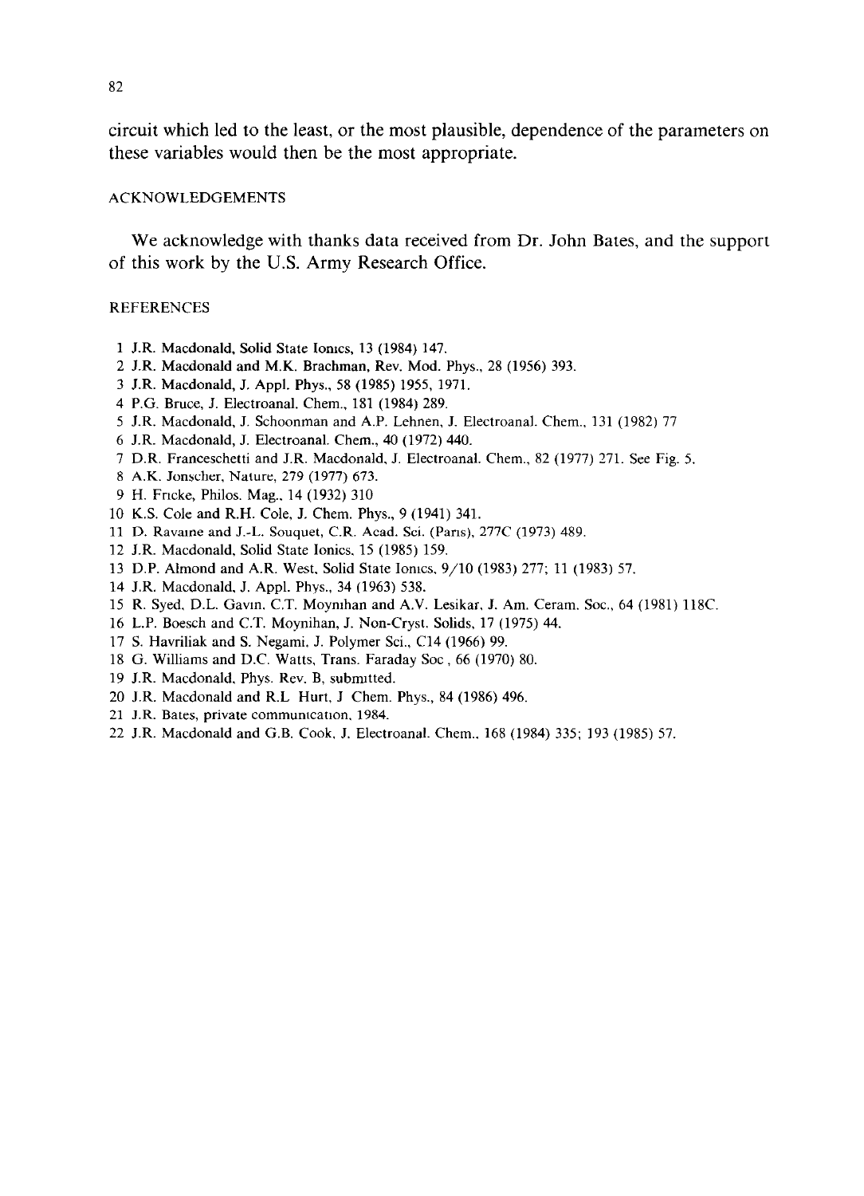circuit which led to the least, or the most plausible, dependence of the parameters on these variables would then be the most appropriate.

## ACKNOWLEDGEMENTS

We acknowledge with thanks data received from Dr. John Bates, and the support of this work by the U.S. Army Research Office.

## REFERENCES

1. J.R. Macdonald, Solid State Ionics, 13 (1984) 147.
2. J.R. Macdonald and M.K. Brachman, Rev. Mod. Phys., 28 (1956) 393.
3. J.R. Macdonald, J. Appl. Phys., 58 (1985) 1955, 1971.
4. P.G. Bruce, J. Electroanal. Chem., 181 (1984) 289.
5. J.R. Macdonald, J. Schoonman and A.P. Lehnen, J. Electroanal. Chem., 131 (1982) 77
6. J.R. Macdonald, J. Electroanal. Chem., 40 (1972) 440.
7. D.R. Franceschetti and J.R. Macdonald, J. Electroanal. Chem., 82 (1977) 271. See Fig. 5.
8. A.K. Jonscher, Nature, 279 (1977) 673.
9. H. Fricke, Philos. Mag., 14 (1932) 310
10. K.S. Cole and R.H. Cole, J. Chem. Phys., 9 (1941) 341.
11. D. Ravaine and J.-L. Souquet, C.R. Acad. Sci. (Paris), 277C (1973) 489.
12. J.R. Macdonald, Solid State Ionics, 15 (1985) 159.
13. D.P. Almond and A.R. West, Solid State Ionics, 9/10 (1983) 277; 11 (1983) 57.
14. J.R. Macdonald, J. Appl. Phys., 34 (1963) 538.
15. R. Syed, D.L. Gavin, C.T. Moynihan and A.V. Lesikar, J. Am. Ceram. Soc., 64 (1981) 118C.
16. L.P. Boesch and C.T. Moynihan, J. Non-Cryst. Solids, 17 (1975) 44.
17. S. Havriliak and S. Negami, J. Polymer Sci., C14 (1966) 99.
18. G. Williams and D.C. Watts, Trans. Faraday Soc , 66 (1970) 80.
19. J.R. Macdonald, Phys. Rev. B, submitted.
20. J.R. Macdonald and R.L Hurt, J Chem. Phys., 84 (1986) 496.
21. J.R. Bates, private communication, 1984.
22. J.R. Macdonald and G.B. Cook, J. Electroanal. Chem., 168 (1984) 335; 193 (1985) 57.